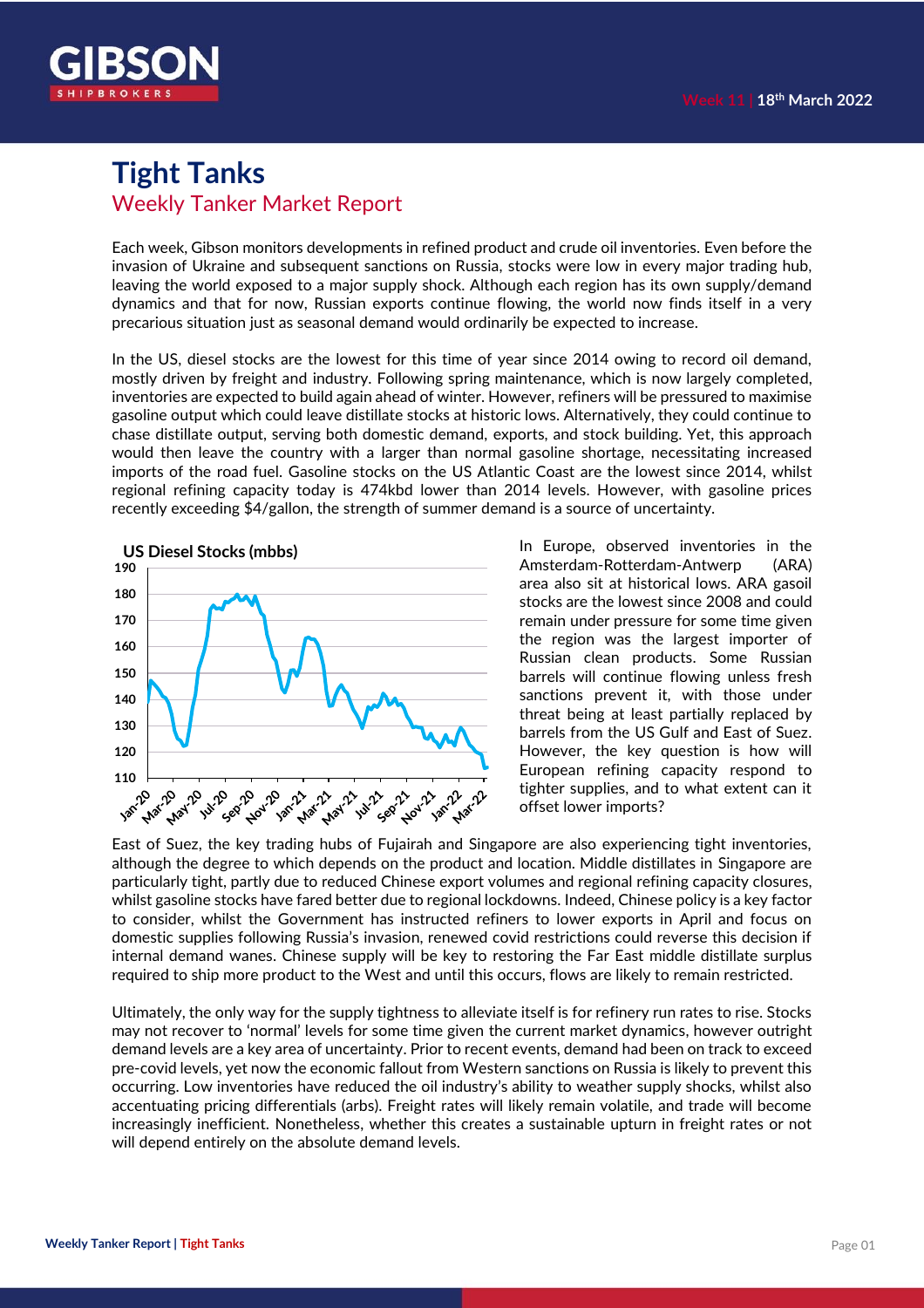Week 11 | 18th March 2022

# Tight Tanks

## Weekly Tanker Market Report

Each week, Gibson monitors developments in refined product and crude oil inventories. Even before the invasion of Ukraine and subsequent sanctions on Russia, stocks were low in every major trading hub, leaving the world exposed to a major supply shock. Although each region has its own supply/demand dynamics and that for now, Russian exports continue flowing, the world now finds itself in a very precarious situation just as seasonal demand would ordinarily be expected to increase.

In the US, diesel stocks are the lowest for this time of year since 2014 owing to record oil demand, mostly driven by freight and industry. Following spring maintenance, which is now largely completed, inventories are expected to build again ahead of winter. However, refiners will be pressured to maximise gasoline output which could leave distillate stocks at historic lows. Alternatively, they could continue to chase distillate output, serving both domestic demand, exports, and stock building. Yet, this approach would then leave the country with a larger than normal gasoline shortage, necessitating increased imports of the road fuel. Gasoline stocks on the US Atlantic Coast are the lowest since 2014, whilst regional refining capacity today is 474kbd lower than 2014 levels. However, with gasoline prices recently exceeding $4/gallon, the strength of summer demand is a source of uncertainty.

**US Diesel Stocks (mbbs)**

In Europe, observed inventories in the Amsterdam-Rotterdam-Antwerp (ARA) area also sit at historical lows. ARA gasoil stocks are the lowest since 2008 and could remain under pressure for some time given the region was the largest importer of Russian clean products. Some Russian barrels will continue flowing unless fresh sanctions prevent it, with those under threat being at least partially replaced by barrels from the US Gulf and East of Suez. However, the key question is how will European refining capacity respond to tighter supplies, and to what extent can it offset lower imports?

East of Suez, the key trading hubs of Fujairah and Singapore are also experiencing tight inventories, although the degree to which depends on the product and location. Middle distillates in Singapore are particularly tight, partly due to reduced Chinese export volumes and regional refining capacity closures, whilst gasoline stocks have fared better due to regional lockdowns. Indeed, Chinese policy is a key factor to consider, whilst the Government has instructed refiners to lower exports in April and focus on domestic supplies following Russia's invasion, renewed covid restrictions could reverse this decision if internal demand wanes. Chinese supply will be key to restoring the Far East middle distillate surplus required to ship more product to the West and until this occurs, flows are likely to remain restricted.

Ultimately, the only way for the supply tightness to alleviate itself is for refinery run rates to rise. Stocks may not recover to 'normal' levels for some time given the current market dynamics, however outright demand levels are a key area of uncertainty. Prior to recent events, demand had been on track to exceed pre-covid levels, yet now the economic fallout from Western sanctions on Russia is likely to prevent this occurring. Low inventories have reduced the oil industry's ability to weather supply shocks, whilst also accentuating pricing differentials (arbs). Freight rates will likely remain volatile, and trade will become increasingly inefficient. Nonetheless, whether this creates a sustainable upturn in freight rates or not will depend entirely on the absolute demand levels.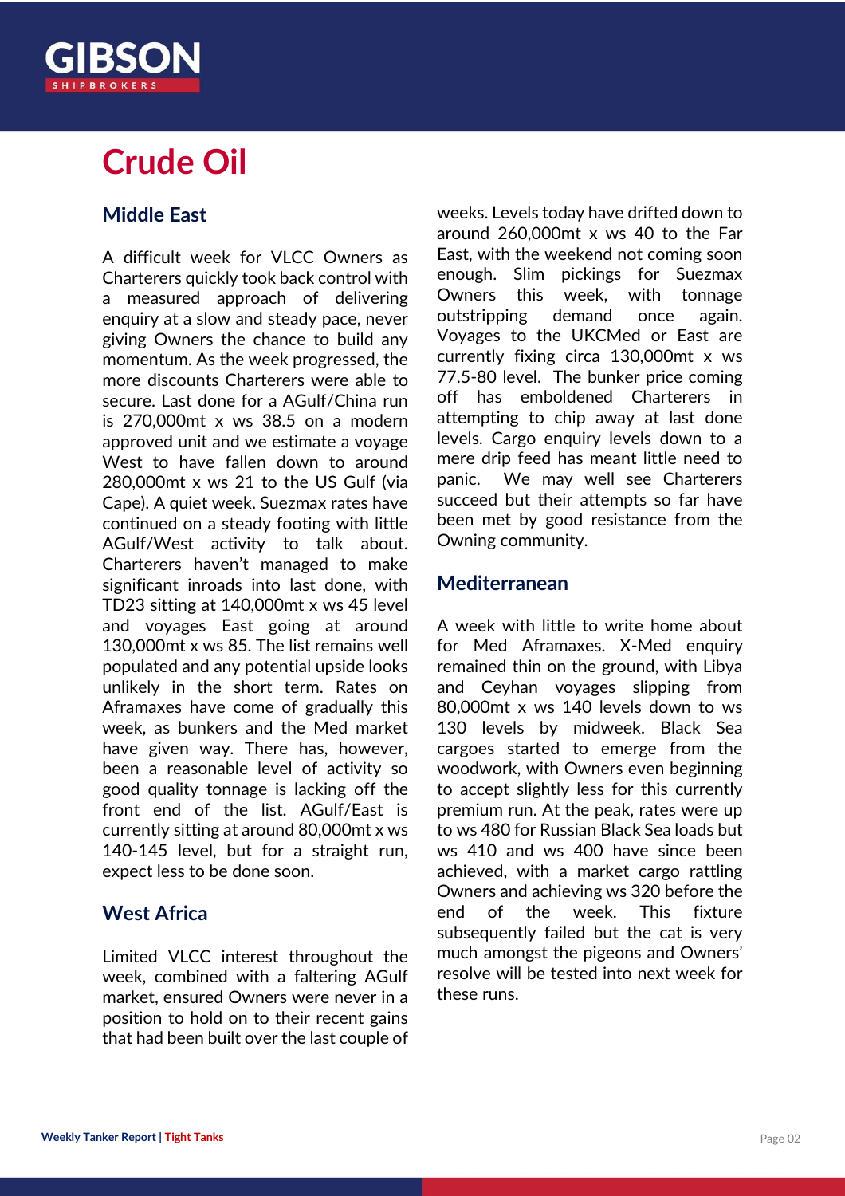# Crude Oil

## Middle East

A difficult week for VLCC Owners as Charterers quickly took back control with a measured approach of delivering enquiry at a slow and steady pace, never giving Owners the chance to build any momentum. As the week progressed, the more discounts Charterers were able to secure. Last done for a AGulf/China run is 270,000mt x ws 38.5 on a modern approved unit and we estimate a voyage West to have fallen down to around 280,000mt x ws 21 to the US Gulf (via Cape). A quiet week. Suezmax rates have continued on a steady footing with little AGulf/West activity to talk about. Charterers haven't managed to make significant inroads into last done, with TD23 sitting at 140,000mt x ws 45 level and voyages East going at around 130,000mt x ws 85. The list remains well populated and any potential upside looks unlikely in the short term. Rates on Aframaxes have come of gradually this week, as bunkers and the Med market have given way. There has, however, been a reasonable level of activity so good quality tonnage is lacking off the front end of the list. AGulf/East is currently sitting at around 80,000mt x ws 140-145 level, but for a straight run, expect less to be done soon.

## West Africa

Limited VLCC interest throughout the week, combined with a faltering AGulf market, ensured Owners were never in a position to hold on to their recent gains that had been built over the last couple of weeks. Levels today have drifted down to around 260,000mt x ws 40 to the Far East, with the weekend not coming soon enough. Slim pickings for Suezmax Owners this week, with tonnage outstripping demand once again. Voyages to the UKCMed or East are currently fixing circa 130,000mt x ws 77.5-80 level. The bunker price coming off has emboldened Charterers in attempting to chip away at last done levels. Cargo enquiry levels down to a mere drip feed has meant little need to panic. We may well see Charterers succeed but their attempts so far have been met by good resistance from the Owning community.

## Mediterranean

A week with little to write home about for Med Aframaxes. X-Med enquiry remained thin on the ground, with Libya and Ceyhan voyages slipping from 80,000mt x ws 140 levels down to ws 130 levels by midweek. Black Sea cargoes started to emerge from the woodwork, with Owners even beginning to accept slightly less for this currently premium run. At the peak, rates were up to ws 480 for Russian Black Sea loads but ws 410 and ws 400 have since been achieved, with a market cargo rattling Owners and achieving ws 320 before the end of the week. This fixture subsequently failed but the cat is very much amongst the pigeons and Owners' resolve will be tested into next week for these runs.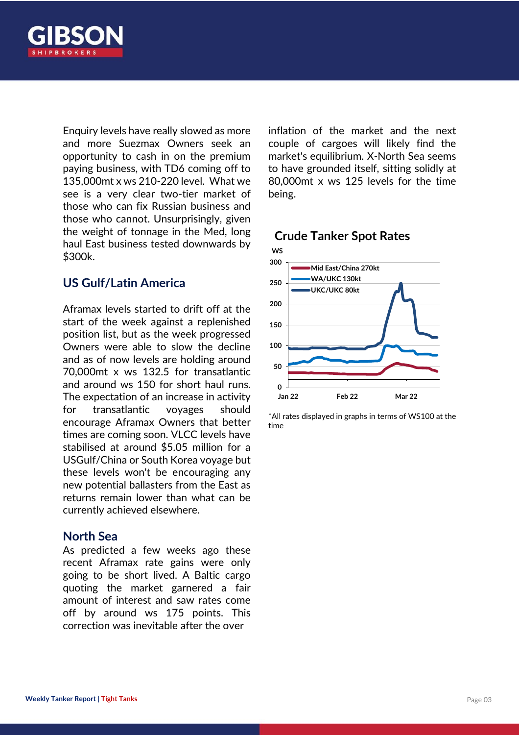Enquiry levels have really slowed as more and more Suezmax Owners seek an opportunity to cash in on the premium paying business, with TD6 coming off to 135,000mt x ws 210-220 level. What we see is a very clear two-tier market of those who can fix Russian business and those who cannot. Unsurprisingly, given the weight of tonnage in the Med, long haul East business tested downwards by $300k.

## US Gulf/Latin America

Aframax levels started to drift off at the start of the week against a replenished position list, but as the week progressed Owners were able to slow the decline and as of now levels are holding around 70,000mt x ws 132.5 for transatlantic and around ws 150 for short haul runs. The expectation of an increase in activity for transatlantic voyages should encourage Aframax Owners that better times are coming soon. VLCC levels have stabilised at around $5.05 million for a USGulf/China or South Korea voyage but these levels won't be encouraging any new potential ballasters from the East as returns remain lower than what can be currently achieved elsewhere.

## North Sea

As predicted a few weeks ago these recent Aframax rate gains were only going to be short lived. A Baltic cargo quoting the market garnered a fair amount of interest and saw rates come off by around ws 175 points. This correction was inevitable after the over inflation of the market and the next couple of cargoes will likely find the market's equilibrium. X-North Sea seems to have grounded itself, sitting solidly at 80,000mt x ws 125 levels for the time being.

### Crude Tanker Spot Rates

*All rates displayed in graphs in terms of WS100 at the time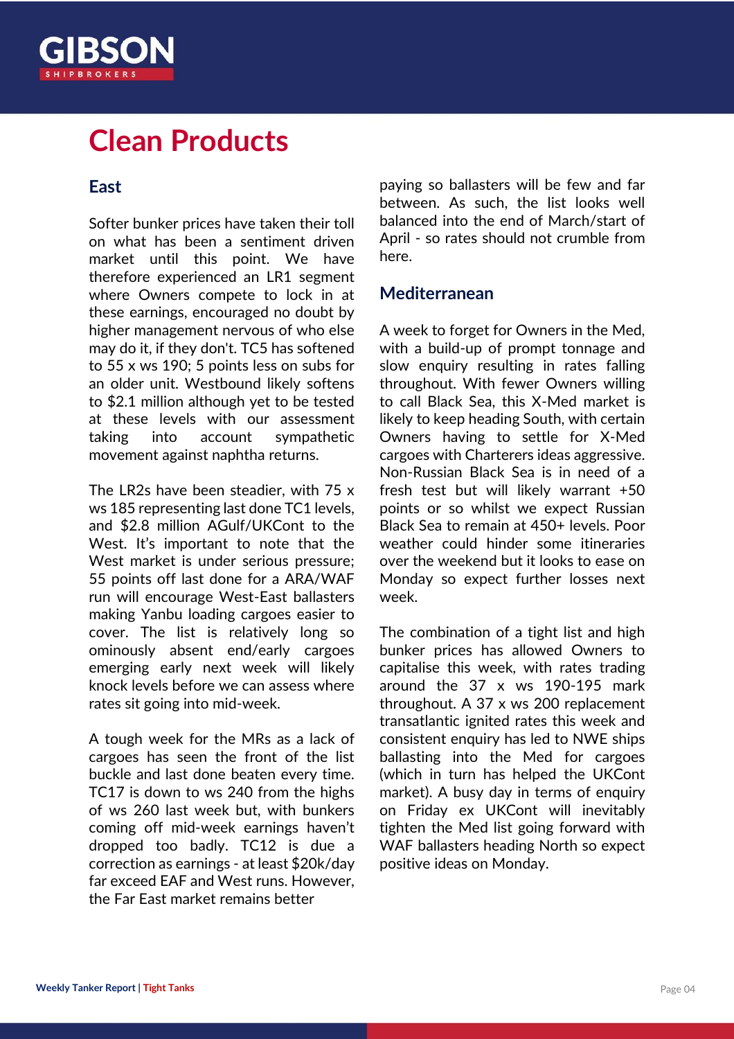# Clean Products

## East

Softer bunker prices have taken their toll on what has been a sentiment driven market until this point. We have therefore experienced an LR1 segment where Owners compete to lock in at these earnings, encouraged no doubt by higher management nervous of who else may do it, if they don't. TC5 has softened to 55 x ws 190; 5 points less on subs for an older unit. Westbound likely softens to $2.1 million although yet to be tested at these levels with our assessment taking into account sympathetic movement against naphtha returns.

The LR2s have been steadier, with 75 x ws 185 representing last done TC1 levels, and $2.8 million AGulf/UKCont to the West. It's important to note that the West market is under serious pressure; 55 points off last done for a ARA/WAF run will encourage West-East ballasters making Yanbu loading cargoes easier to cover. The list is relatively long so ominously absent end/early cargoes emerging early next week will likely knock levels before we can assess where rates sit going into mid-week.

A tough week for the MRs as a lack of cargoes has seen the front of the list buckle and last done beaten every time. TC17 is down to ws 240 from the highs of ws 260 last week but, with bunkers coming off mid-week earnings haven't dropped too badly. TC12 is due a correction as earnings - at least $20k/day far exceed EAF and West runs. However, the Far East market remains better paying so ballasters will be few and far between. As such, the list looks well balanced into the end of March/start of April - so rates should not crumble from here.

## Mediterranean

A week to forget for Owners in the Med, with a build-up of prompt tonnage and slow enquiry resulting in rates falling throughout. With fewer Owners willing to call Black Sea, this X-Med market is likely to keep heading South, with certain Owners having to settle for X-Med cargoes with Charterers ideas aggressive. Non-Russian Black Sea is in need of a fresh test but will likely warrant +50 points or so whilst we expect Russian Black Sea to remain at 450+ levels. Poor weather could hinder some itineraries over the weekend but it looks to ease on Monday so expect further losses next week.

The combination of a tight list and high bunker prices has allowed Owners to capitalise this week, with rates trading around the 37 x ws 190-195 mark throughout. A 37 x ws 200 replacement transatlantic ignited rates this week and consistent enquiry has led to NWE ships ballasting into the Med for cargoes (which in turn has helped the UKCont market). A busy day in terms of enquiry on Friday ex UKCont will inevitably tighten the Med list going forward with WAF ballasters heading North so expect positive ideas on Monday.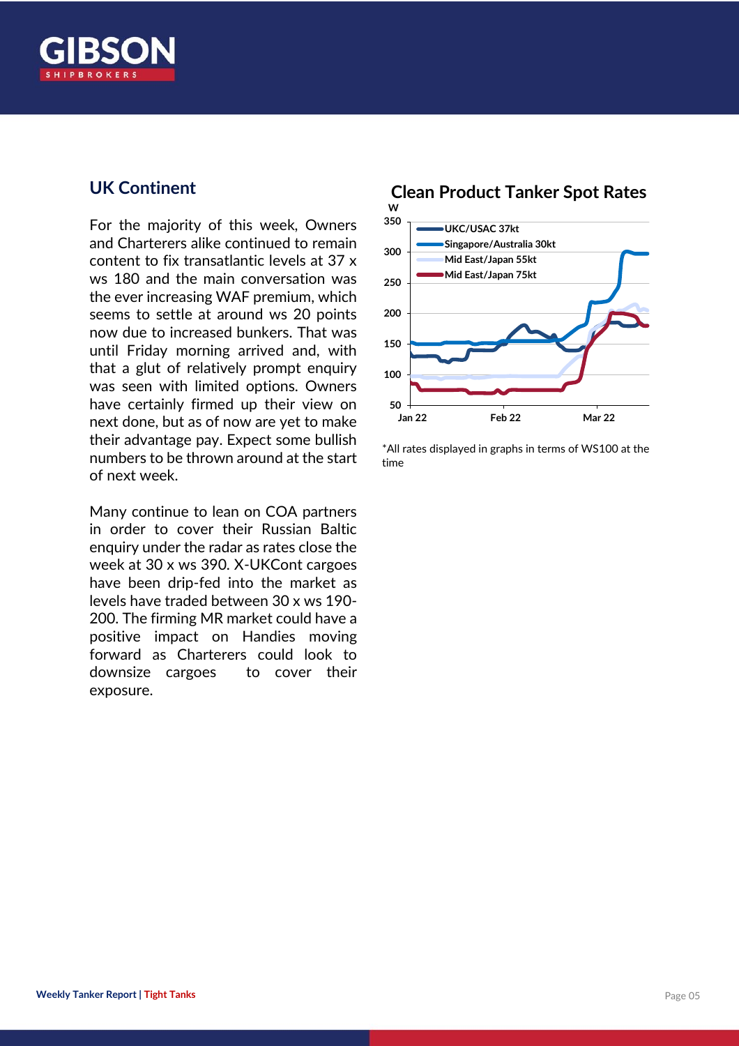## UK Continent

For the majority of this week, Owners and Charterers alike continued to remain content to fix transatlantic levels at 37 x ws 180 and the main conversation was the ever increasing WAF premium, which seems to settle at around ws 20 points now due to increased bunkers. That was until Friday morning arrived and, with that a glut of relatively prompt enquiry was seen with limited options. Owners have certainly firmed up their view on next done, but as of now are yet to make their advantage pay. Expect some bullish numbers to be thrown around at the start of next week.

Many continue to lean on COA partners in order to cover their Russian Baltic enquiry under the radar as rates close the week at 30 x ws 390. X-UKCont cargoes have been drip-fed into the market as levels have traded between 30 x ws 190-200. The firming MR market could have a positive impact on Handies moving forward as Charterers could look to downsize cargoes to cover their exposure.

**Clean Product Tanker Spot Rates**

*All rates displayed in graphs in terms of WS100 at the time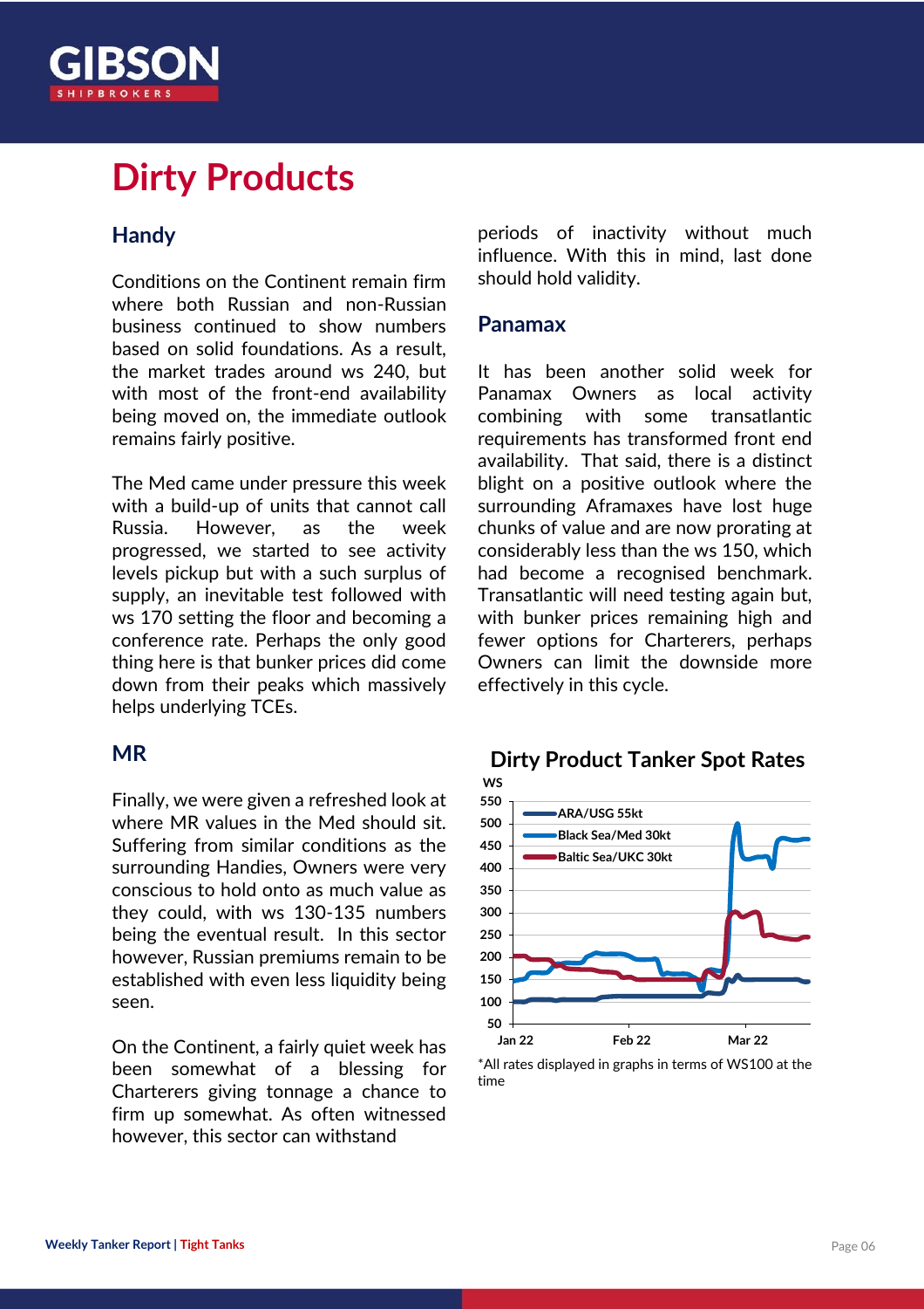# Dirty Products

## Handy

Conditions on the Continent remain firm where both Russian and non-Russian business continued to show numbers based on solid foundations. As a result, the market trades around ws 240, but with most of the front-end availability being moved on, the immediate outlook remains fairly positive.

The Med came under pressure this week with a build-up of units that cannot call Russia. However, as the week progressed, we started to see activity levels pickup but with a such surplus of supply, an inevitable test followed with ws 170 setting the floor and becoming a conference rate. Perhaps the only good thing here is that bunker prices did come down from their peaks which massively helps underlying TCEs.

## MR

Finally, we were given a refreshed look at where MR values in the Med should sit. Suffering from similar conditions as the surrounding Handies, Owners were very conscious to hold onto as much value as they could, with ws 130-135 numbers being the eventual result. In this sector however, Russian premiums remain to be established with even less liquidity being seen.

On the Continent, a fairly quiet week has been somewhat of a blessing for Charterers giving tonnage a chance to firm up somewhat. As often witnessed however, this sector can withstand periods of inactivity without much influence. With this in mind, last done should hold validity.

## Panamax

It has been another solid week for Panamax Owners as local activity combining with some transatlantic requirements has transformed front end availability. That said, there is a distinct blight on a positive outlook where the surrounding Aframaxes have lost huge chunks of value and are now prorating at considerably less than the ws 150, which had become a recognised benchmark. Transatlantic will need testing again but, with bunker prices remaining high and fewer options for Charterers, perhaps Owners can limit the downside more effectively in this cycle.

**Dirty Product Tanker Spot Rates**

*All rates displayed in graphs in terms of WS100 at the time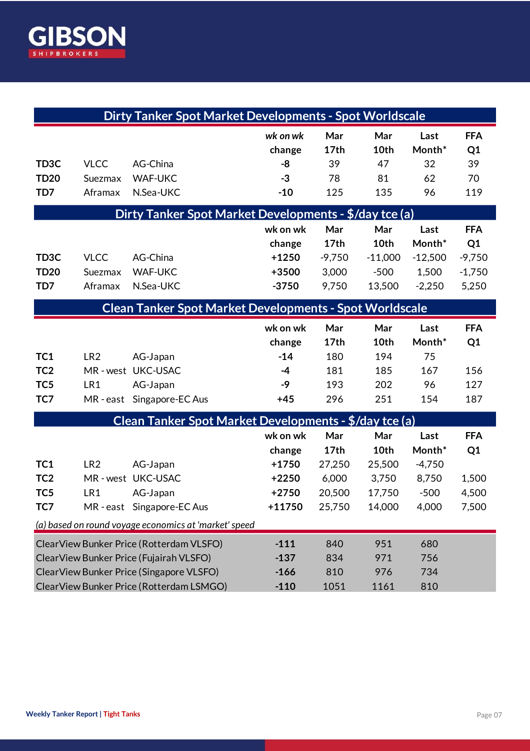## Dirty Tanker Spot Market Developments - Spot Worldscale

| | | | wk on wk change | Mar 17th | Mar 10th | Last Month* | FFA Q1 |
|---|---|---|---|---|---|---|---|
| **TD3C** | VLCC | AG-China | **-8** | 39 | 47 | 32 | 39 |
| **TD20** | Suezmax | WAF-UKC | **-3** | 78 | 81 | 62 | 70 |
| **TD7** | Aframax | N.Sea-UKC | **-10** | 125 | 135 | 96 | 119 |

## Dirty Tanker Spot Market Developments - $/day tce (a)

| | | | wk on wk change | Mar 17th | Mar 10th | Last Month* | FFA Q1 |
|---|---|---|---|---|---|---|---|
| **TD3C** | VLCC | AG-China | **+1250** | -9,750 | -11,000 | -12,500 | -9,750 |
| **TD20** | Suezmax | WAF-UKC | **+3500** | 3,000 | -500 | 1,500 | -1,750 |
| **TD7** | Aframax | N.Sea-UKC | **-3750** | 9,750 | 13,500 | -2,250 | 5,250 |

## Clean Tanker Spot Market Developments - Spot Worldscale

| | | | wk on wk change | Mar 17th | Mar 10th | Last Month* | FFA Q1 |
|---|---|---|---|---|---|---|---|
| **TC1** | LR2 | AG-Japan | **-14** | 180 | 194 | 75 | |
| **TC2** | MR - west | UKC-USAC | **-4** | 181 | 185 | 167 | 156 |
| **TC5** | LR1 | AG-Japan | **-9** | 193 | 202 | 96 | 127 |
| **TC7** | MR - east | Singapore-EC Aus | **+45** | 296 | 251 | 154 | 187 |

## Clean Tanker Spot Market Developments - $/day tce (a)

| | | | wk on wk change | Mar 17th | Mar 10th | Last Month* | FFA Q1 |
|---|---|---|---|---|---|---|---|
| **TC1** | LR2 | AG-Japan | **+1750** | 27,250 | 25,500 | -4,750 | |
| **TC2** | MR - west | UKC-USAC | **+2250** | 6,000 | 3,750 | 8,750 | 1,500 |
| **TC5** | LR1 | AG-Japan | **+2750** | 20,500 | 17,750 | -500 | 4,500 |
| **TC7** | MR - east | Singapore-EC Aus | **+11750** | 25,750 | 14,000 | 4,000 | 7,500 |

*(a) based on round voyage economics at 'market' speed*

| | wk on wk change | Mar 17th | Mar 10th | Last Month* |
|---|---|---|---|---|
| ClearView Bunker Price (Rotterdam VLSFO) | **-111** | 840 | 951 | 680 |
| ClearView Bunker Price (Fujairah VLSFO) | **-137** | 834 | 971 | 756 |
| ClearView Bunker Price (Singapore VLSFO) | **-166** | 810 | 976 | 734 |
| ClearView Bunker Price (Rotterdam LSMGO) | **-110** | 1051 | 1161 | 810 |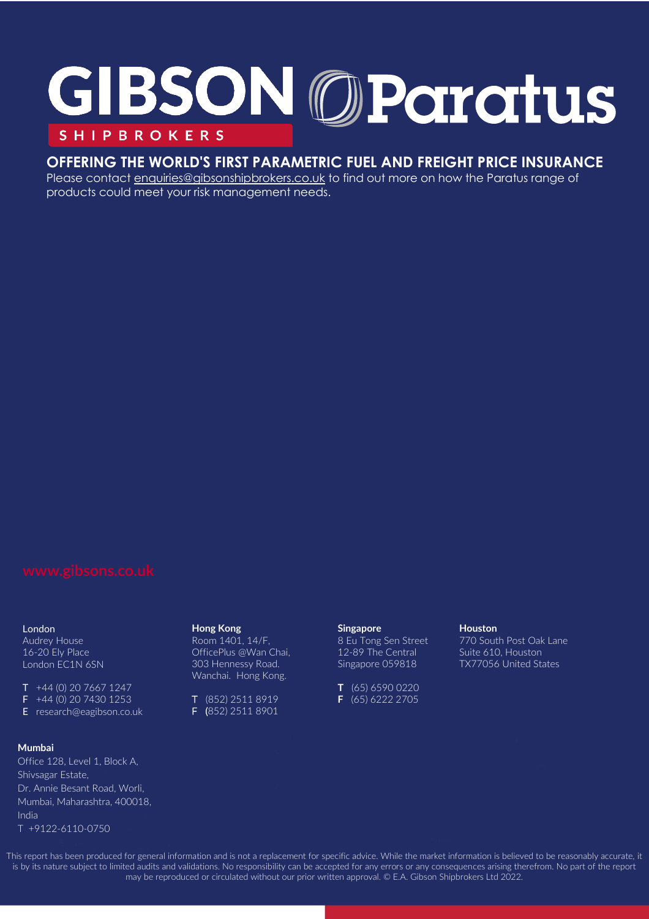# GIBSON SHIPBROKERS Paratus

## OFFERING THE WORLD'S FIRST PARAMETRIC FUEL AND FREIGHT PRICE INSURANCE

Please contact enquiries@gibsonshipbrokers.co.uk to find out more on how the Paratus range of products could meet your risk management needs.

**www.gibsons.co.uk**

**London**
Audrey House
16-20 Ely Place
London EC1N 6SN

T +44 (0) 20 7667 1247
F +44 (0) 20 7430 1253
E research@eagibson.co.uk

**Hong Kong**
Room 1401, 14/F,
OfficePlus @Wan Chai,
303 Hennessy Road.
Wanchai. Hong Kong.

T (852) 2511 8919
F (852) 2511 8901

**Singapore**
8 Eu Tong Sen Street
12-89 The Central
Singapore 059818

T (65) 6590 0220
F (65) 6222 2705

**Houston**
770 South Post Oak Lane
Suite 610, Houston
TX77056 United States

**Mumbai**
Office 128, Level 1, Block A,
Shivsagar Estate,
Dr. Annie Besant Road, Worli,
Mumbai, Maharashtra, 400018,
India
T +9122-6110-0750

This report has been produced for general information and is not a replacement for specific advice. While the market information is believed to be reasonably accurate, it is by its nature subject to limited audits and validations. No responsibility can be accepted for any errors or any consequences arising therefrom. No part of the report may be reproduced or circulated without our prior written approval. © E.A. Gibson Shipbrokers Ltd 2022.